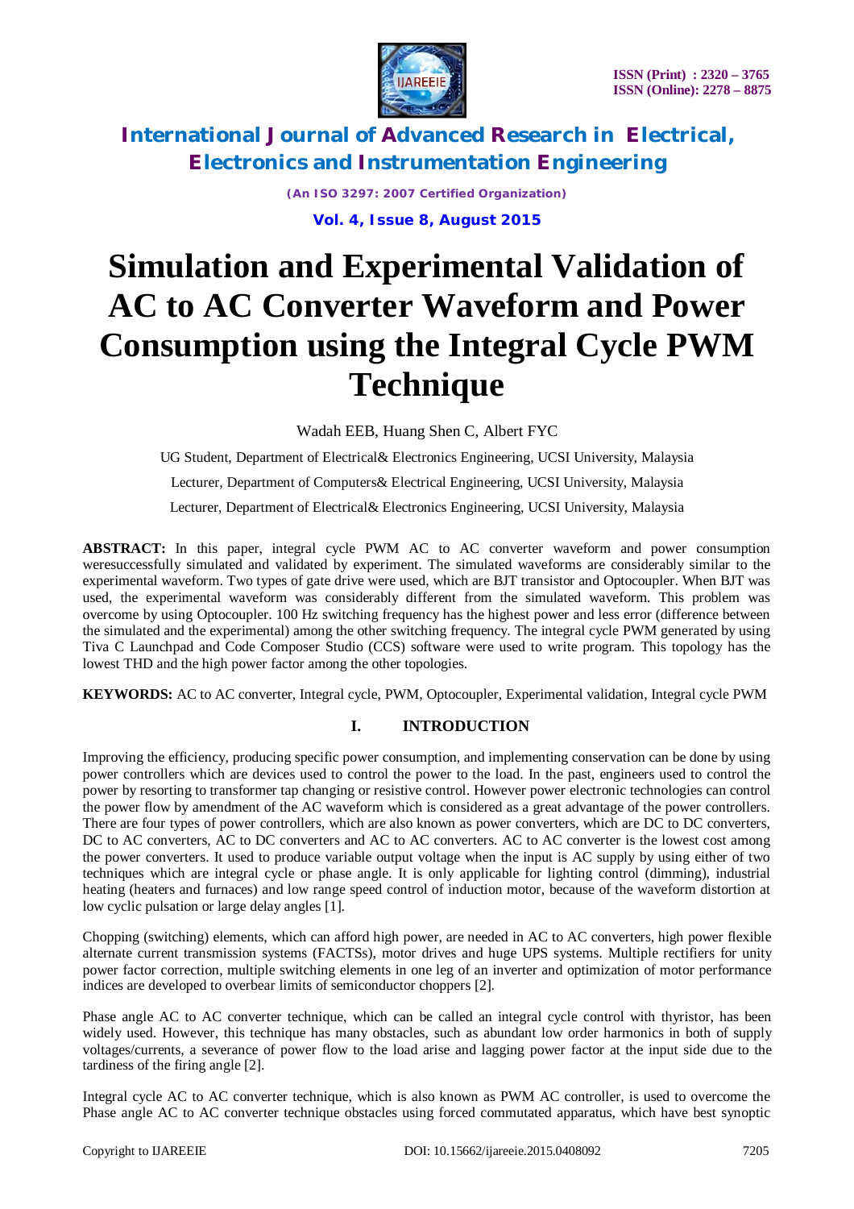# Simulation and Experimental Validation of AC to AC Converter Waveform and Power Consumption using the Integral Cycle PWM Technique

Wadah EEB, Huang Shen C, Albert FYC

UG Student, Department of Electrical& Electronics Engineering, UCSI University, Malaysia

Lecturer, Department of Computers& Electrical Engineering, UCSI University, Malaysia

Lecturer, Department of Electrical& Electronics Engineering, UCSI University, Malaysia

**ABSTRACT:** In this paper, integral cycle PWM AC to AC converter waveform and power consumption weresuccessfully simulated and validated by experiment. The simulated waveforms are considerably similar to the experimental waveform. Two types of gate drive were used, which are BJT transistor and Optocoupler. When BJT was used, the experimental waveform was considerably different from the simulated waveform. This problem was overcome by using Optocoupler. 100 Hz switching frequency has the highest power and less error (difference between the simulated and the experimental) among the other switching frequency. The integral cycle PWM generated by using Tiva C Launchpad and Code Composer Studio (CCS) software were used to write program. This topology has the lowest THD and the high power factor among the other topologies.

**KEYWORDS:** AC to AC converter, Integral cycle, PWM, Optocoupler, Experimental validation, Integral cycle PWM

## I. INTRODUCTION

Improving the efficiency, producing specific power consumption, and implementing conservation can be done by using power controllers which are devices used to control the power to the load. In the past, engineers used to control the power by resorting to transformer tap changing or resistive control. However power electronic technologies can control the power flow by amendment of the AC waveform which is considered as a great advantage of the power controllers. There are four types of power controllers, which are also known as power converters, which are DC to DC converters, DC to AC converters, AC to DC converters and AC to AC converters. AC to AC converter is the lowest cost among the power converters. It used to produce variable output voltage when the input is AC supply by using either of two techniques which are integral cycle or phase angle. It is only applicable for lighting control (dimming), industrial heating (heaters and furnaces) and low range speed control of induction motor, because of the waveform distortion at low cyclic pulsation or large delay angles [1].

Chopping (switching) elements, which can afford high power, are needed in AC to AC converters, high power flexible alternate current transmission systems (FACTSs), motor drives and huge UPS systems. Multiple rectifiers for unity power factor correction, multiple switching elements in one leg of an inverter and optimization of motor performance indices are developed to overbear limits of semiconductor choppers [2].

Phase angle AC to AC converter technique, which can be called an integral cycle control with thyristor, has been widely used. However, this technique has many obstacles, such as abundant low order harmonics in both of supply voltages/currents, a severance of power flow to the load arise and lagging power factor at the input side due to the tardiness of the firing angle [2].

Integral cycle AC to AC converter technique, which is also known as PWM AC controller, is used to overcome the Phase angle AC to AC converter technique obstacles using forced commutated apparatus, which have best synoptic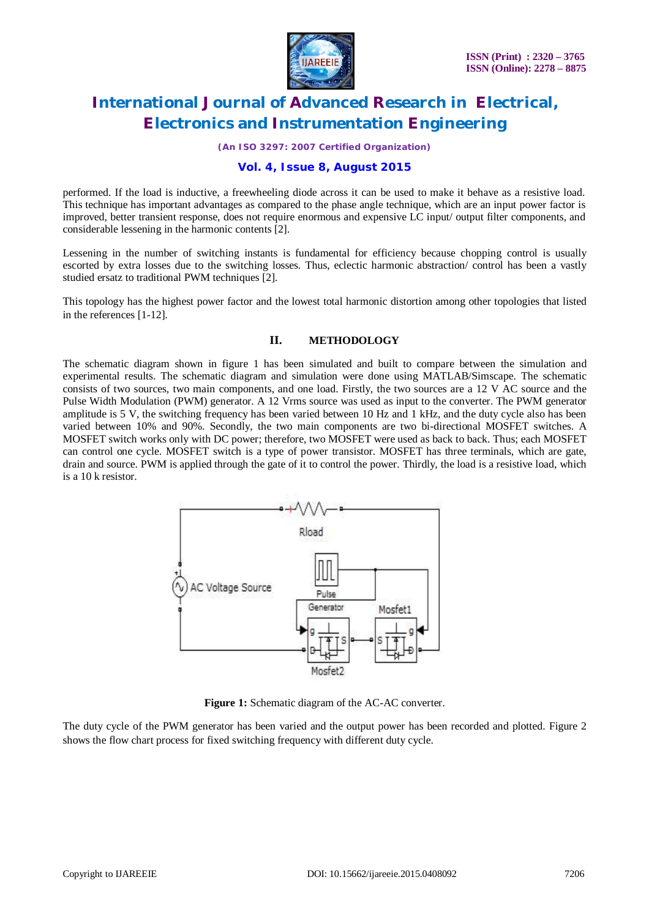performed. If the load is inductive, a freewheeling diode across it can be used to make it behave as a resistive load. This technique has important advantages as compared to the phase angle technique, which are an input power factor is improved, better transient response, does not require enormous and expensive LC input/ output filter components, and considerable lessening in the harmonic contents [2].

Lessening in the number of switching instants is fundamental for efficiency because chopping control is usually escorted by extra losses due to the switching losses. Thus, eclectic harmonic abstraction/ control has been a vastly studied ersatz to traditional PWM techniques [2].

This topology has the highest power factor and the lowest total harmonic distortion among other topologies that listed in the references [1-12].

## II. METHODOLOGY

The schematic diagram shown in figure 1 has been simulated and built to compare between the simulation and experimental results. The schematic diagram and simulation were done using MATLAB/Simscape. The schematic consists of two sources, two main components, and one load. Firstly, the two sources are a 12 V AC source and the Pulse Width Modulation (PWM) generator. A 12 Vrms source was used as input to the converter. The PWM generator amplitude is 5 V, the switching frequency has been varied between 10 Hz and 1 kHz, and the duty cycle also has been varied between 10% and 90%. Secondly, the two main components are two bi-directional MOSFET switches. A MOSFET switch works only with DC power; therefore, two MOSFET were used as back to back. Thus; each MOSFET can control one cycle. MOSFET switch is a type of power transistor. MOSFET has three terminals, which are gate, drain and source. PWM is applied through the gate of it to control the power. Thirdly, the load is a resistive load, which is a 10 k resistor.

Rload
AC Voltage Source
Pulse Generator
Mosfet1
Mosfet2

**Figure 1:** Schematic diagram of the AC-AC converter.

The duty cycle of the PWM generator has been varied and the output power has been recorded and plotted. Figure 2 shows the flow chart process for fixed switching frequency with different duty cycle.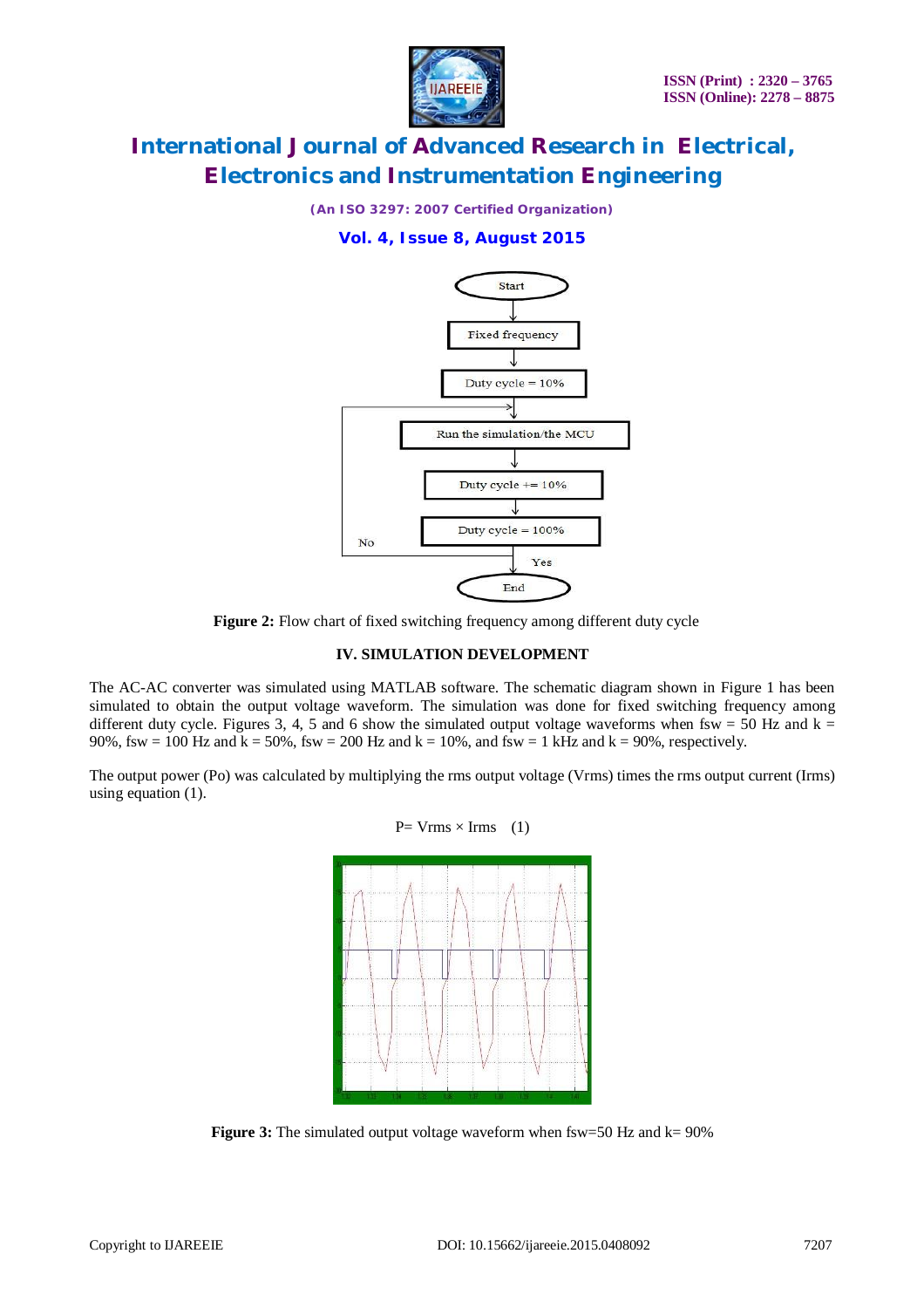Start

Fixed frequency

Duty cycle = 10%

Run the simulation/the MCU

Duty cycle += 10%

Duty cycle = 100%

No

Yes

End

**Figure 2:** Flow chart of fixed switching frequency among different duty cycle

## IV. SIMULATION DEVELOPMENT

The AC-AC converter was simulated using MATLAB software. The schematic diagram shown in Figure 1 has been simulated to obtain the output voltage waveform. The simulation was done for fixed switching frequency among different duty cycle. Figures 3, 4, 5 and 6 show the simulated output voltage waveforms when fsw = 50 Hz and k = 90%, fsw = 100 Hz and k = 50%, fsw = 200 Hz and k = 10%, and fsw = 1 kHz and k = 90%, respectively.

The output power (Po) was calculated by multiplying the rms output voltage (Vrms) times the rms output current (Irms) using equation (1).

$$P = V_{rms} \times I_{rms} \quad (1)$$

**Figure 3:** The simulated output voltage waveform when fsw=50 Hz and k= 90%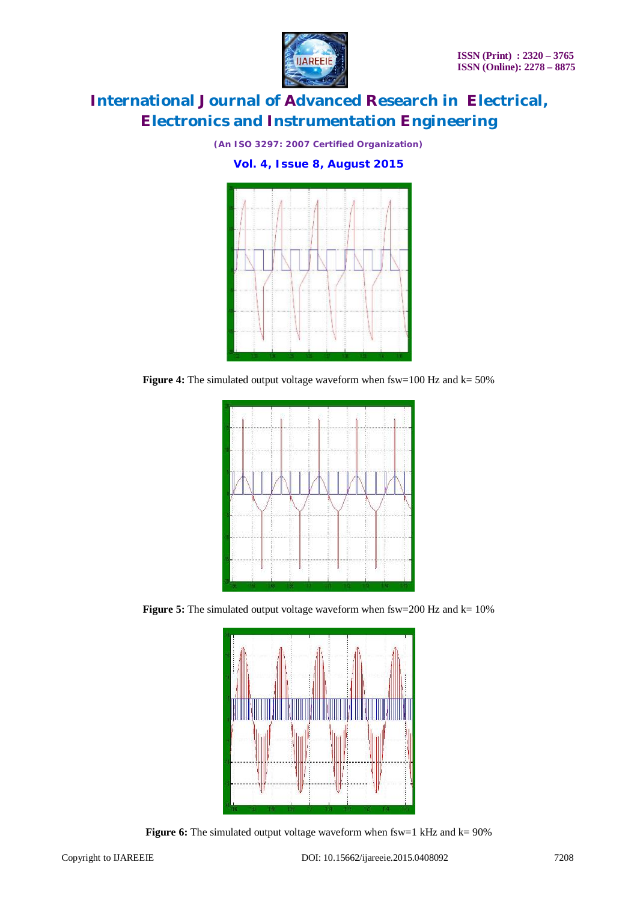**Figure 4:** The simulated output voltage waveform when fsw=100 Hz and k= 50%

**Figure 5:** The simulated output voltage waveform when fsw=200 Hz and k= 10%

**Figure 6:** The simulated output voltage waveform when fsw=1 kHz and k= 90%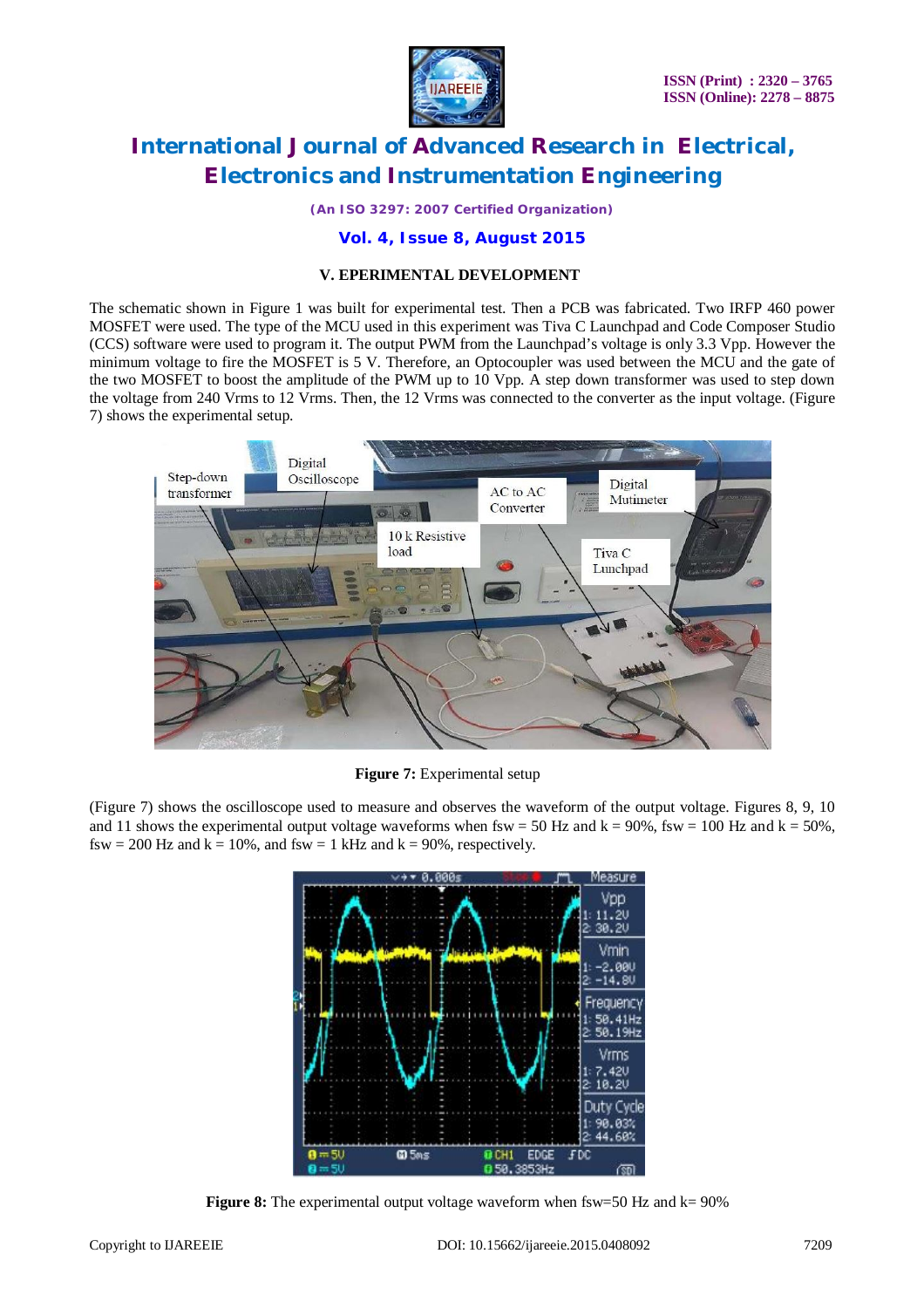### V. EPERIMENTAL DEVELOPMENT

The schematic shown in Figure 1 was built for experimental test. Then a PCB was fabricated. Two IRFP 460 power MOSFET were used. The type of the MCU used in this experiment was Tiva C Launchpad and Code Composer Studio (CCS) software were used to program it. The output PWM from the Launchpad's voltage is only 3.3 Vpp. However the minimum voltage to fire the MOSFET is 5 V. Therefore, an Optocoupler was used between the MCU and the gate of the two MOSFET to boost the amplitude of the PWM up to 10 Vpp. A step down transformer was used to step down the voltage from 240 Vrms to 12 Vrms. Then, the 12 Vrms was connected to the converter as the input voltage. (Figure 7) shows the experimental setup.

Step-down transformer
Digital Oscilloscope
AC to AC Converter
Digital Mutimeter
10 k Resistive load
Tiva C Lunchpad

**Figure 7:** Experimental setup

(Figure 7) shows the oscilloscope used to measure and observes the waveform of the output voltage. Figures 8, 9, 10 and 11 shows the experimental output voltage waveforms when fsw = 50 Hz and k = 90%, fsw = 100 Hz and k = 50%, fsw = 200 Hz and k = 10%, and fsw = 1 kHz and k = 90%, respectively.

0.000s
Measure
Vpp
1: 11.2V
2: 30.2V
Vmin
1: -2.00V
2: -14.8V
Frequency
1: 50.41Hz
2: 50.19Hz
Vrms
1: 7.42V
2: 10.2V
Duty Cycle
1: 90.03%
2: 44.60%
1 = 5V
2 = 5V
M 5ms
CH1 EDGE DC
50.3853Hz

**Figure 8:** The experimental output voltage waveform when fsw=50 Hz and k= 90%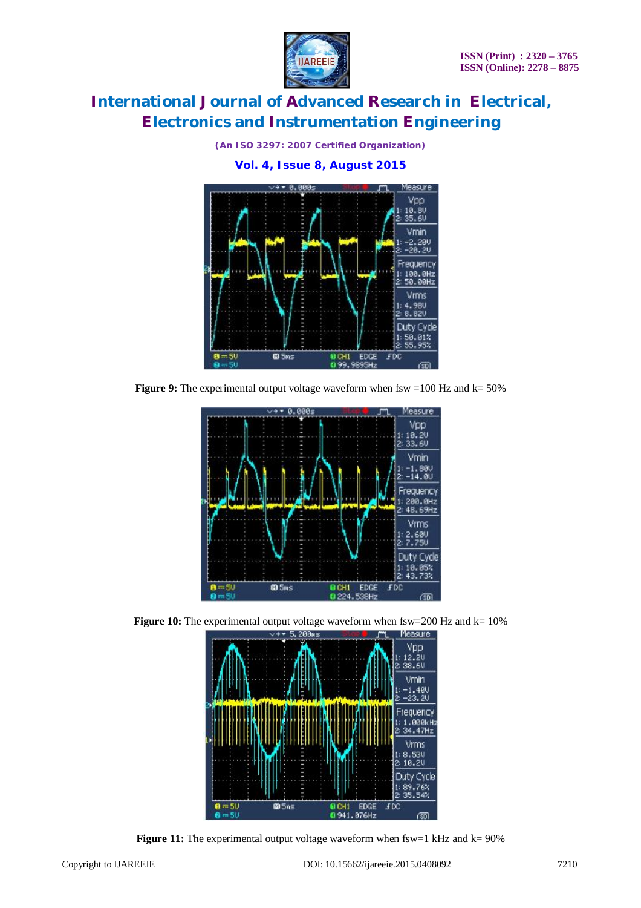Vpp
1: 10.8V
2: 35.6V
Vmin
1: -2.20V
2: -20.2V
Frequency
1: 100.0Hz
2: 50.00Hz
Vrms
1: 4.98V
2: 8.82V
Duty Cycle
1: 50.01%
2: 55.95%

**Figure 9:** The experimental output voltage waveform when fsw =100 Hz and k= 50%

Vpp
1: 10.2V
2: 33.6V
Vmin
1: -1.80V
2: -14.0V
Frequency
1: 200.0Hz
2: 48.69Hz
Vrms
1: 2.60V
2: 7.75V
Duty Cycle
1: 10.05%
2: 43.73%

**Figure 10:** The experimental output voltage waveform when fsw=200 Hz and k= 10%

Vpp
1: 12.2V
2: 38.6V
Vmin
1: -1.40V
2: -23.2V
Frequency
1: 1.000kHz
2: 34.47Hz
Vrms
1: 8.53V
2: 10.2V
Duty Cycle
1: 89.76%
2: 35.54%

**Figure 11:** The experimental output voltage waveform when fsw=1 kHz and k= 90%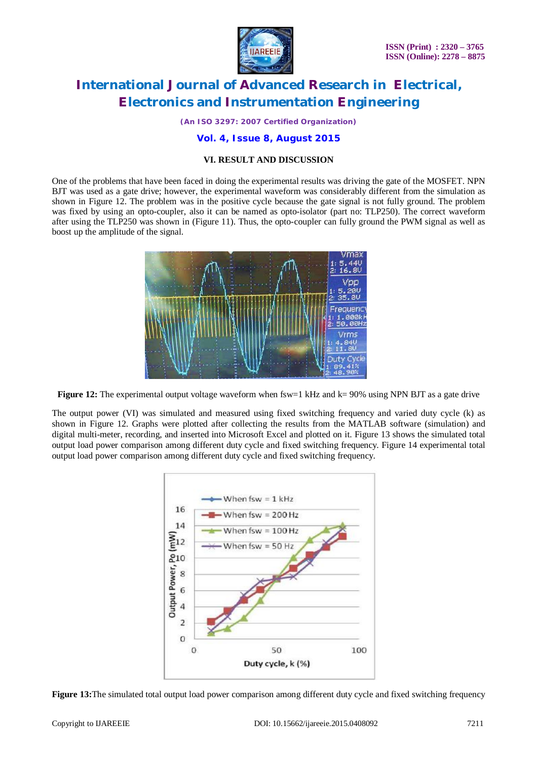### VI. RESULT AND DISCUSSION

One of the problems that have been faced in doing the experimental results was driving the gate of the MOSFET. NPN BJT was used as a gate drive; however, the experimental waveform was considerably different from the simulation as shown in Figure 12. The problem was in the positive cycle because the gate signal is not fully ground. The problem was fixed by using an opto-coupler, also it can be named as opto-isolator (part no: TLP250). The correct waveform after using the TLP250 was shown in (Figure 11). Thus, the opto-coupler can fully ground the PWM signal as well as boost up the amplitude of the signal.

Vmax
1: 5.44V
2: 16.8V
Vpp
1: 5.20V
2: 35.8V
Frequency
1: 1.000kH
2: 50.00Hz
Vrms
1: 4.84V
2: 11.8V
Duty Cycle
1: 89.41%
2: 48.90%

**Figure 12:** The experimental output voltage waveform when fsw=1 kHz and k= 90% using NPN BJT as a gate drive

The output power (VI) was simulated and measured using fixed switching frequency and varied duty cycle (k) as shown in Figure 12. Graphs were plotted after collecting the results from the MATLAB software (simulation) and digital multi-meter, recording, and inserted into Microsoft Excel and plotted on it. Figure 13 shows the simulated total output load power comparison among different duty cycle and fixed switching frequency. Figure 14 experimental total output load power comparison among different duty cycle and fixed switching frequency.

When fsw = 1 kHz
When fsw = 200 Hz
When fsw = 100 Hz
When fsw = 50 Hz
Output Power, Po (mW)
0
2
4
6
8
10
12
14
16
0
50
100
Duty cycle, k (%)

**Figure 13:** The simulated total output load power comparison among different duty cycle and fixed switching frequency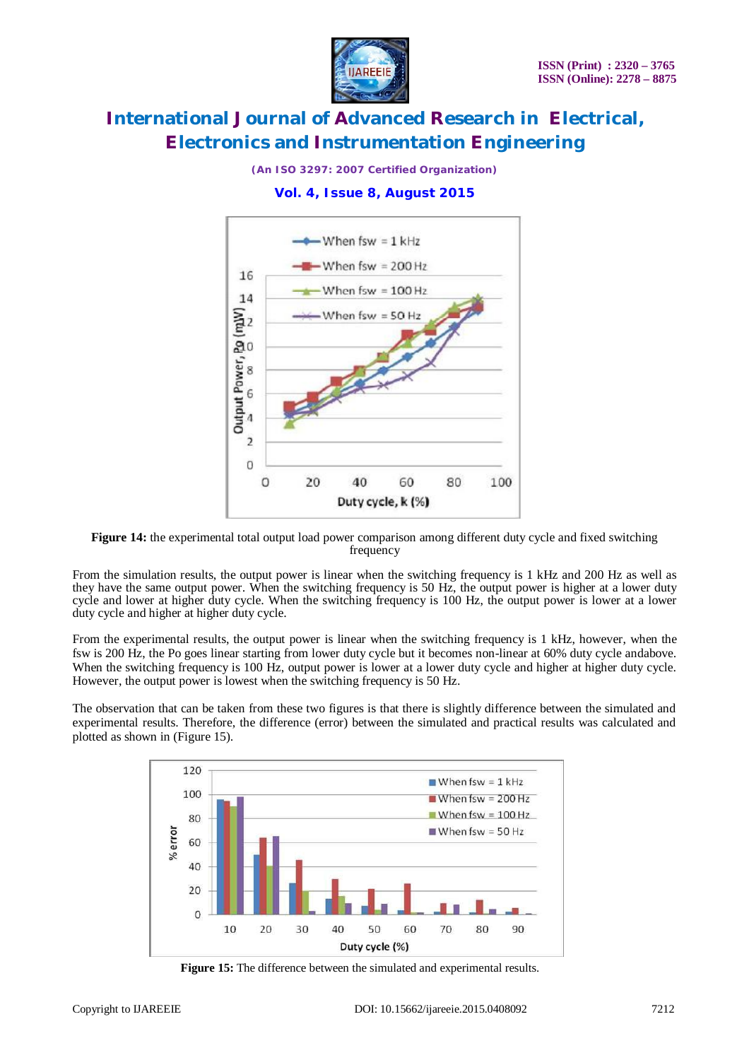When fsw = 1 kHz
When fsw = 200 Hz
When fsw = 100 Hz
When fsw = 50 Hz

Output Power, Po (mW)

16
14
12
10
8
6
4
2
0

0 20 40 60 80 100

Duty cycle, k (%)

**Figure 14:** the experimental total output load power comparison among different duty cycle and fixed switching frequency

From the simulation results, the output power is linear when the switching frequency is 1 kHz and 200 Hz as well as they have the same output power. When the switching frequency is 50 Hz, the output power is higher at a lower duty cycle and lower at higher duty cycle. When the switching frequency is 100 Hz, the output power is lower at a lower duty cycle and higher at higher duty cycle.

From the experimental results, the output power is linear when the switching frequency is 1 kHz, however, when the fsw is 200 Hz, the Po goes linear starting from lower duty cycle but it becomes non-linear at 60% duty cycle andabove. When the switching frequency is 100 Hz, output power is lower at a lower duty cycle and higher at higher duty cycle. However, the output power is lowest when the switching frequency is 50 Hz.

The observation that can be taken from these two figures is that there is slightly difference between the simulated and experimental results. Therefore, the difference (error) between the simulated and practical results was calculated and plotted as shown in (Figure 15).

When fsw = 1 kHz
When fsw = 200 Hz
When fsw = 100 Hz
When fsw = 50 Hz

% error

120
100
80
60
40
20
0

10 20 30 40 50 60 70 80 90

Duty cycle (%)

**Figure 15:** The difference between the simulated and experimental results.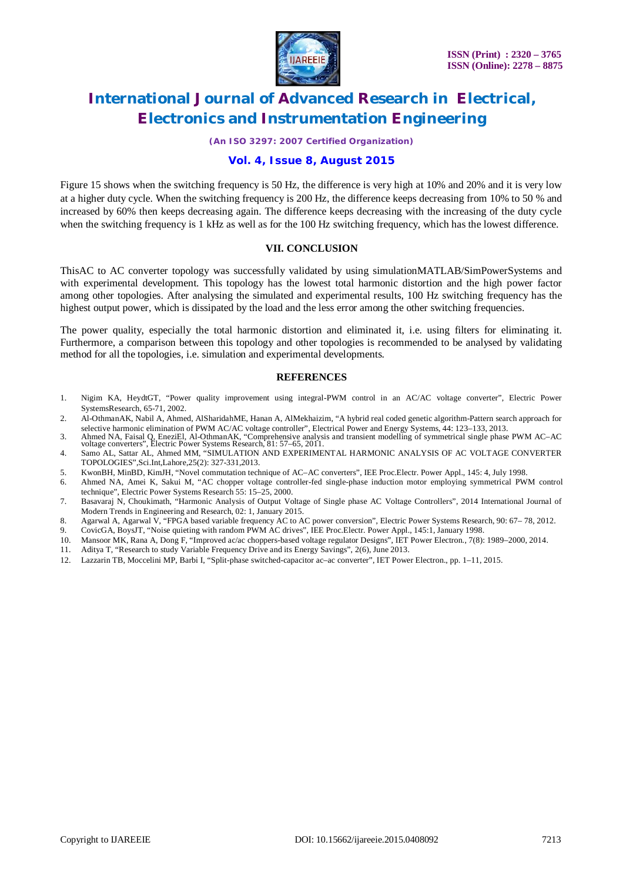Figure 15 shows when the switching frequency is 50 Hz, the difference is very high at 10% and 20% and it is very low at a higher duty cycle. When the switching frequency is 200 Hz, the difference keeps decreasing from 10% to 50 % and increased by 60% then keeps decreasing again. The difference keeps decreasing with the increasing of the duty cycle when the switching frequency is 1 kHz as well as for the 100 Hz switching frequency, which has the lowest difference.

## VII. CONCLUSION

ThisAC to AC converter topology was successfully validated by using simulationMATLAB/SimPowerSystems and with experimental development. This topology has the lowest total harmonic distortion and the high power factor among other topologies. After analysing the simulated and experimental results, 100 Hz switching frequency has the highest output power, which is dissipated by the load and the less error among the other switching frequencies.

The power quality, especially the total harmonic distortion and eliminated it, i.e. using filters for eliminating it. Furthermore, a comparison between this topology and other topologies is recommended to be analysed by validating method for all the topologies, i.e. simulation and experimental developments.

## REFERENCES

1. Nigim KA, HeydtGT, "Power quality improvement using integral-PWM control in an AC/AC voltage converter", Electric Power SystemsResearch, 65-71, 2002.
2. Al-OthmanAK, Nabil A, Ahmed, AlSharidahME, Hanan A, AlMekhaizim, "A hybrid real coded genetic algorithm-Pattern search approach for selective harmonic elimination of PWM AC/AC voltage controller", Electrical Power and Energy Systems, 44: 123–133, 2013.
3. Ahmed NA, Faisal Q, EneziEl, Al-OthmanAK, "Comprehensive analysis and transient modelling of symmetrical single phase PWM AC–AC voltage converters", Electric Power Systems Research, 81: 57–65, 2011.
4. Samo AL, Sattar AL, Ahmed MM, "SIMULATION AND EXPERIMENTAL HARMONIC ANALYSIS OF AC VOLTAGE CONVERTER TOPOLOGIES",Sci.Int,Lahore,25(2): 327-331,2013.
5. KwonBH, MinBD, KimJH, "Novel commutation technique of AC–AC converters", IEE Proc.Electr. Power Appl., 145: 4, July 1998.
6. Ahmed NA, Amei K, Sakui M, "AC chopper voltage controller-fed single-phase induction motor employing symmetrical PWM control technique", Electric Power Systems Research 55: 15–25, 2000.
7. Basavaraj N, Choukimath, "Harmonic Analysis of Output Voltage of Single phase AC Voltage Controllers", 2014 International Journal of Modern Trends in Engineering and Research, 02: 1, January 2015.
8. Agarwal A, Agarwal V, "FPGA based variable frequency AC to AC power conversion", Electric Power Systems Research, 90: 67– 78, 2012.
9. CovicGA, BoysJT, "Noise quieting with random PWM AC drives", IEE Proc.Electr. Power Appl., 145:1, January 1998.
10. Mansoor MK, Rana A, Dong F, "Improved ac/ac choppers-based voltage regulator Designs", IET Power Electron., 7(8): 1989–2000, 2014.
11. Aditya T, "Research to study Variable Frequency Drive and its Energy Savings", 2(6), June 2013.
12. Lazzarin TB, Moccelini MP, Barbi I, "Split-phase switched-capacitor ac–ac converter", IET Power Electron., pp. 1–11, 2015.